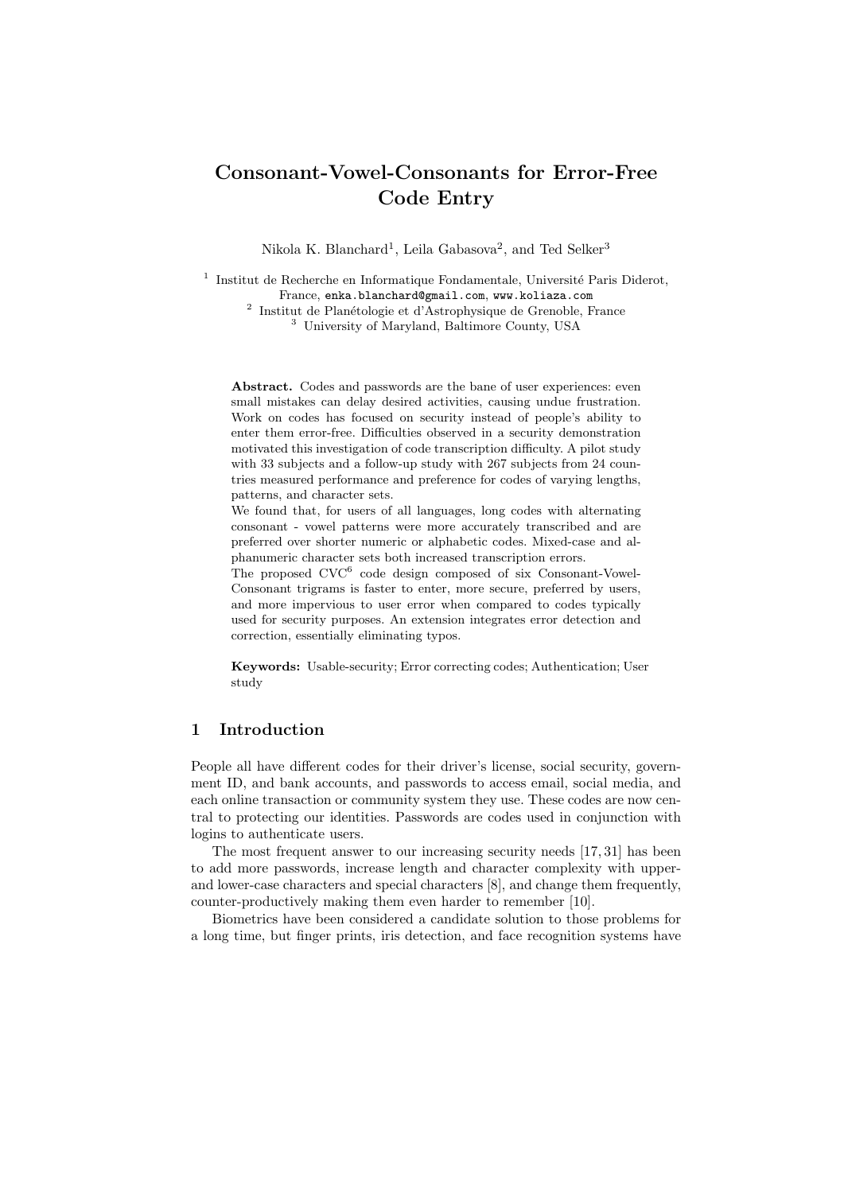# Consonant-Vowel-Consonants for Error-Free Code Entry

Nikola K. Blanchard[1], Leila Gabasova[2], and Ted Selker[3]

[1] Institut de Recherche en Informatique Fondamentale, Université Paris Diderot, France, enka.blanchard@gmail.com, www.koliaza.com

[2] Institut de Planétologie et d'Astrophysique de Grenoble, France

[3] University of Maryland, Baltimore County, USA

**Abstract.** Codes and passwords are the bane of user experiences: even small mistakes can delay desired activities, causing undue frustration. Work on codes has focused on security instead of people's ability to enter them error-free. Difficulties observed in a security demonstration motivated this investigation of code transcription difficulty. A pilot study with 33 subjects and a follow-up study with 267 subjects from 24 countries measured performance and preference for codes of varying lengths, patterns, and character sets.

We found that, for users of all languages, long codes with alternating consonant - vowel patterns were more accurately transcribed and are preferred over shorter numeric or alphabetic codes. Mixed-case and alphanumeric character sets both increased transcription errors.

The proposed $CVC^6$ code design composed of six Consonant-Vowel-Consonant trigrams is faster to enter, more secure, preferred by users, and more impervious to user error when compared to codes typically used for security purposes. An extension integrates error detection and correction, essentially eliminating typos.

**Keywords:** Usable-security; Error correcting codes; Authentication; User study

## 1 Introduction

People all have different codes for their driver's license, social security, government ID, and bank accounts, and passwords to access email, social media, and each online transaction or community system they use. These codes are now central to protecting our identities. Passwords are codes used in conjunction with logins to authenticate users.

The most frequent answer to our increasing security needs [17, 31] has been to add more passwords, increase length and character complexity with upper- and lower-case characters and special characters [8], and change them frequently, counter-productively making them even harder to remember [10].

Biometrics have been considered a candidate solution to those problems for a long time, but finger prints, iris detection, and face recognition systems have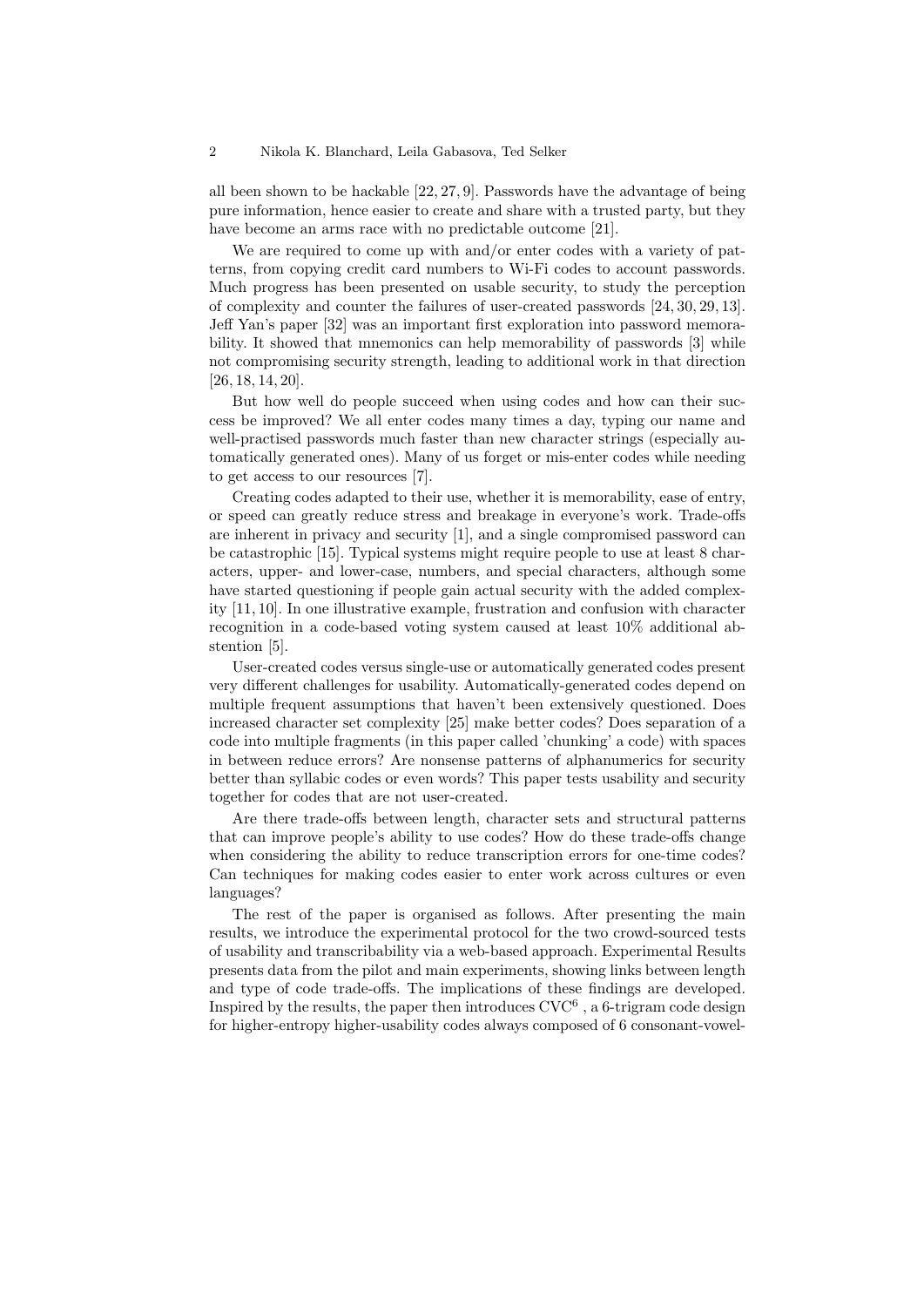all been shown to be hackable [22, 27, 9]. Passwords have the advantage of being pure information, hence easier to create and share with a trusted party, but they have become an arms race with no predictable outcome [21].

We are required to come up with and/or enter codes with a variety of patterns, from copying credit card numbers to Wi-Fi codes to account passwords. Much progress has been presented on usable security, to study the perception of complexity and counter the failures of user-created passwords [24, 30, 29, 13]. Jeff Yan's paper [32] was an important first exploration into password memorability. It showed that mnemonics can help memorability of passwords [3] while not compromising security strength, leading to additional work in that direction [26, 18, 14, 20].

But how well do people succeed when using codes and how can their success be improved? We all enter codes many times a day, typing our name and well-practised passwords much faster than new character strings (especially automatically generated ones). Many of us forget or mis-enter codes while needing to get access to our resources [7].

Creating codes adapted to their use, whether it is memorability, ease of entry, or speed can greatly reduce stress and breakage in everyone's work. Trade-offs are inherent in privacy and security [1], and a single compromised password can be catastrophic [15]. Typical systems might require people to use at least 8 characters, upper- and lower-case, numbers, and special characters, although some have started questioning if people gain actual security with the added complexity [11, 10]. In one illustrative example, frustration and confusion with character recognition in a code-based voting system caused at least 10% additional abstention [5].

User-created codes versus single-use or automatically generated codes present very different challenges for usability. Automatically-generated codes depend on multiple frequent assumptions that haven't been extensively questioned. Does increased character set complexity [25] make better codes? Does separation of a code into multiple fragments (in this paper called 'chunking' a code) with spaces in between reduce errors? Are nonsense patterns of alphanumerics for security better than syllabic codes or even words? This paper tests usability and security together for codes that are not user-created.

Are there trade-offs between length, character sets and structural patterns that can improve people's ability to use codes? How do these trade-offs change when considering the ability to reduce transcription errors for one-time codes? Can techniques for making codes easier to enter work across cultures or even languages?

The rest of the paper is organised as follows. After presenting the main results, we introduce the experimental protocol for the two crowd-sourced tests of usability and transcribability via a web-based approach. Experimental Results presents data from the pilot and main experiments, showing links between length and type of code trade-offs. The implications of these findings are developed. Inspired by the results, the paper then introduces $CVC^6$ , a 6-trigram code design for higher-entropy higher-usability codes always composed of 6 consonant-vowel-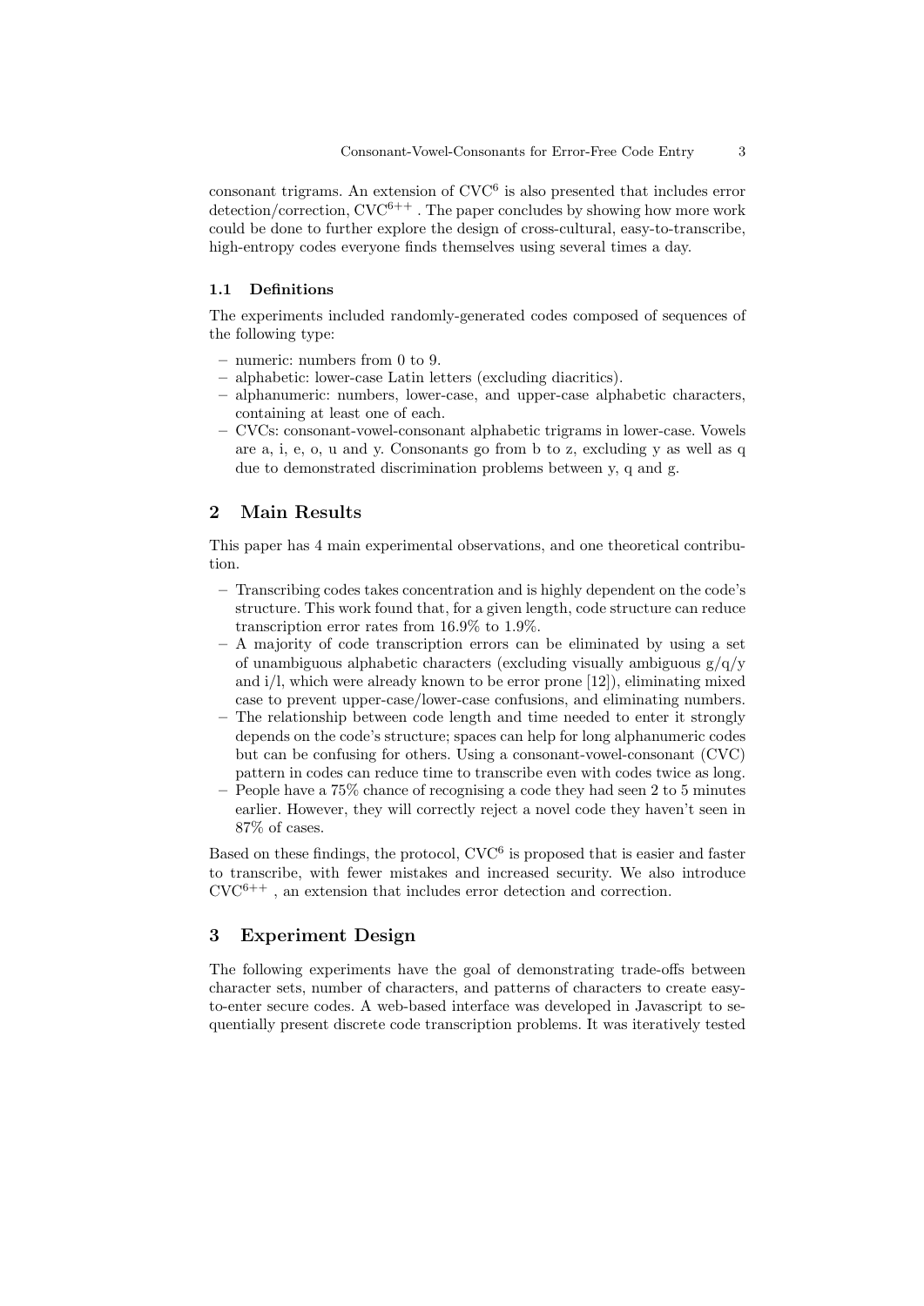consonant trigrams. An extension of CVC$^6$ is also presented that includes error detection/correction, CVC$^{6++}$ . The paper concludes by showing how more work could be done to further explore the design of cross-cultural, easy-to-transcribe, high-entropy codes everyone finds themselves using several times a day.

### 1.1 Definitions

The experiments included randomly-generated codes composed of sequences of the following type:

- numeric: numbers from 0 to 9.
- alphabetic: lower-case Latin letters (excluding diacritics).
- alphanumeric: numbers, lower-case, and upper-case alphabetic characters, containing at least one of each.
- CVCs: consonant-vowel-consonant alphabetic trigrams in lower-case. Vowels are a, i, e, o, u and y. Consonants go from b to z, excluding y as well as q due to demonstrated discrimination problems between y, q and g.

## 2 Main Results

This paper has 4 main experimental observations, and one theoretical contribution.

- Transcribing codes takes concentration and is highly dependent on the code's structure. This work found that, for a given length, code structure can reduce transcription error rates from 16.9% to 1.9%.
- A majority of code transcription errors can be eliminated by using a set of unambiguous alphabetic characters (excluding visually ambiguous g/q/y and i/l, which were already known to be error prone [12]), eliminating mixed case to prevent upper-case/lower-case confusions, and eliminating numbers.
- The relationship between code length and time needed to enter it strongly depends on the code's structure; spaces can help for long alphanumeric codes but can be confusing for others. Using a consonant-vowel-consonant (CVC) pattern in codes can reduce time to transcribe even with codes twice as long.
- People have a 75% chance of recognising a code they had seen 2 to 5 minutes earlier. However, they will correctly reject a novel code they haven't seen in 87% of cases.

Based on these findings, the protocol, CVC$^6$ is proposed that is easier and faster to transcribe, with fewer mistakes and increased security. We also introduce CVC$^{6++}$ , an extension that includes error detection and correction.

## 3 Experiment Design

The following experiments have the goal of demonstrating trade-offs between character sets, number of characters, and patterns of characters to create easy-to-enter secure codes. A web-based interface was developed in Javascript to sequentially present discrete code transcription problems. It was iteratively tested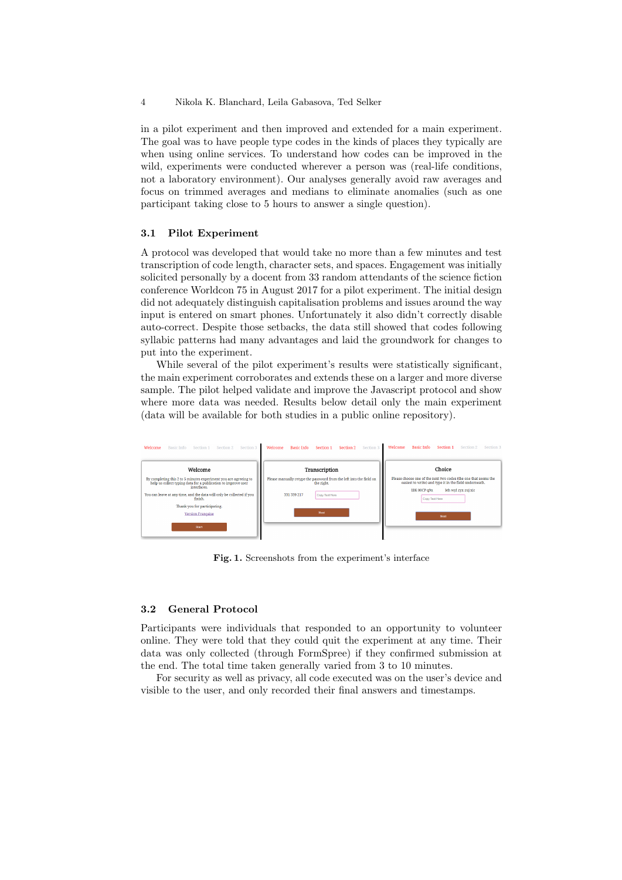in a pilot experiment and then improved and extended for a main experiment. The goal was to have people type codes in the kinds of places they typically are when using online services. To understand how codes can be improved in the wild, experiments were conducted wherever a person was (real-life conditions, not a laboratory environment). Our analyses generally avoid raw averages and focus on trimmed averages and medians to eliminate anomalies (such as one participant taking close to 5 hours to answer a single question).

### 3.1 Pilot Experiment

A protocol was developed that would take no more than a few minutes and test transcription of code length, character sets, and spaces. Engagement was initially solicited personally by a docent from 33 random attendants of the science fiction conference Worldcon 75 in August 2017 for a pilot experiment. The initial design did not adequately distinguish capitalisation problems and issues around the way input is entered on smart phones. Unfortunately it also didn't correctly disable auto-correct. Despite those setbacks, the data still showed that codes following syllabic patterns had many advantages and laid the groundwork for changes to put into the experiment.

While several of the pilot experiment's results were statistically significant, the main experiment corroborates and extends these on a larger and more diverse sample. The pilot helped validate and improve the Javascript protocol and show where more data was needed. Results below detail only the main experiment (data will be available for both studies in a public online repository).

**Fig. 1.** Screenshots from the experiment's interface

### 3.2 General Protocol

Participants were individuals that responded to an opportunity to volunteer online. They were told that they could quit the experiment at any time. Their data was only collected (through FormSpree) if they confirmed submission at the end. The total time taken generally varied from 3 to 10 minutes.

For security as well as privacy, all code executed was on the user's device and visible to the user, and only recorded their final answers and timestamps.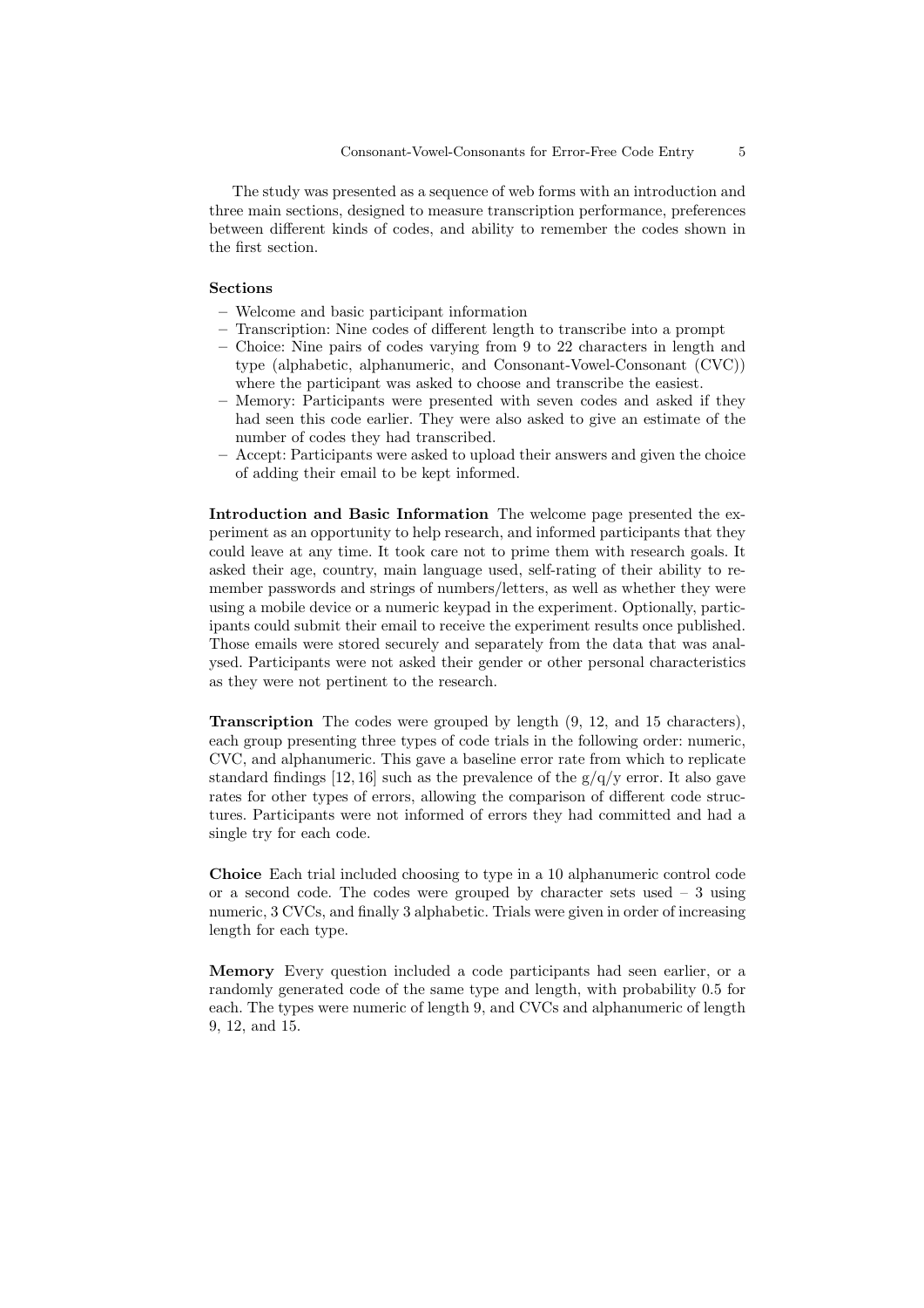The study was presented as a sequence of web forms with an introduction and three main sections, designed to measure transcription performance, preferences between different kinds of codes, and ability to remember the codes shown in the first section.

#### Sections

- Welcome and basic participant information
- Transcription: Nine codes of different length to transcribe into a prompt
- Choice: Nine pairs of codes varying from 9 to 22 characters in length and type (alphabetic, alphanumeric, and Consonant-Vowel-Consonant (CVC)) where the participant was asked to choose and transcribe the easiest.
- Memory: Participants were presented with seven codes and asked if they had seen this code earlier. They were also asked to give an estimate of the number of codes they had transcribed.
- Accept: Participants were asked to upload their answers and given the choice of adding their email to be kept informed.

**Introduction and Basic Information** The welcome page presented the experiment as an opportunity to help research, and informed participants that they could leave at any time. It took care not to prime them with research goals. It asked their age, country, main language used, self-rating of their ability to remember passwords and strings of numbers/letters, as well as whether they were using a mobile device or a numeric keypad in the experiment. Optionally, participants could submit their email to receive the experiment results once published. Those emails were stored securely and separately from the data that was analysed. Participants were not asked their gender or other personal characteristics as they were not pertinent to the research.

**Transcription** The codes were grouped by length (9, 12, and 15 characters), each group presenting three types of code trials in the following order: numeric, CVC, and alphanumeric. This gave a baseline error rate from which to replicate standard findings [12, 16] such as the prevalence of the g/q/y error. It also gave rates for other types of errors, allowing the comparison of different code structures. Participants were not informed of errors they had committed and had a single try for each code.

**Choice** Each trial included choosing to type in a 10 alphanumeric control code or a second code. The codes were grouped by character sets used – 3 using numeric, 3 CVCs, and finally 3 alphabetic. Trials were given in order of increasing length for each type.

**Memory** Every question included a code participants had seen earlier, or a randomly generated code of the same type and length, with probability 0.5 for each. The types were numeric of length 9, and CVCs and alphanumeric of length 9, 12, and 15.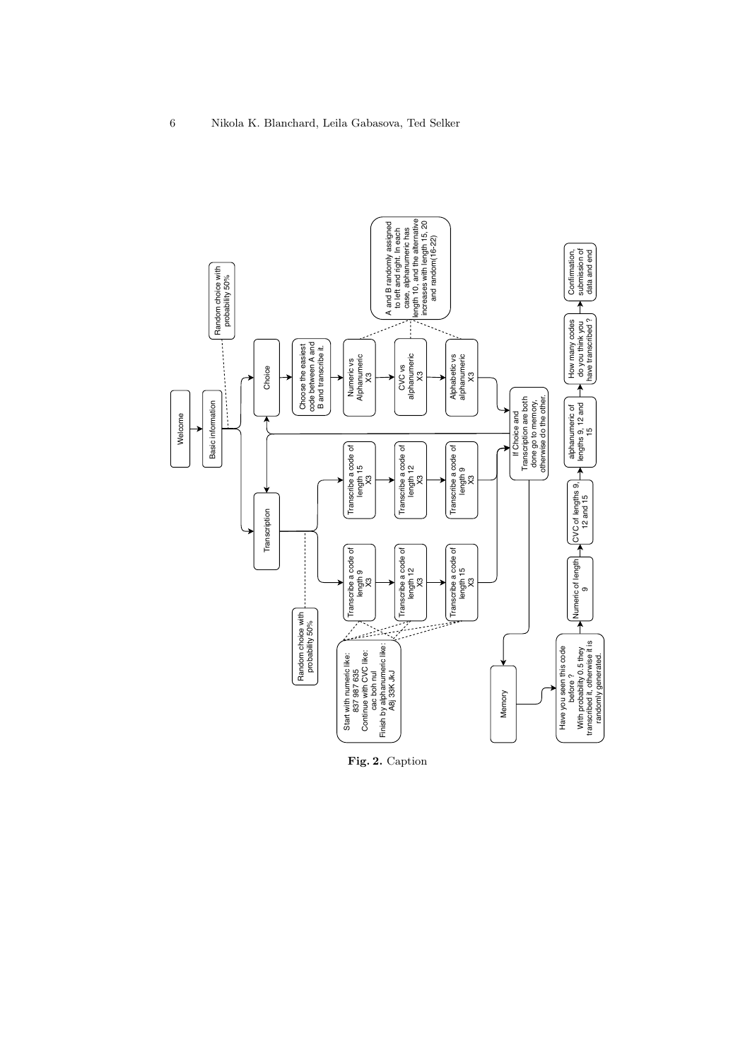```
Welcome
  → Basic information   (Random choice with probability 50%)
      → Choice
      → Transcription

Choice
  → Choose the easiest code between A and B and transcribe it.
  → Numeric vs Alphanumeric X3
  → CVC vs alphanumeric X3
  → Alphabetic vs alphanumeric X3
  → If Choice and Transcription are both done go to memory, otherwise do the other.

  Note (Numeric vs Alphanumeric, CVC vs alphanumeric, Alphabetic vs alphanumeric):
  A and B randomly assigned to left and right. In each case, alphanumeric has
  length 10, and the alternative increases with length 15, 20 and random(16-22)

Transcription   (Random choice with probability 50%)
  Branch 1:
  → Transcribe a code of length 15 X3
  → Transcribe a code of length 12 X3
  → Transcribe a code of length 9 X3
  → If Choice and Transcription are both done go to memory, otherwise do the other.

  Branch 2:
  → Transcribe a code of length 9 X3
  → Transcribe a code of length 12 X3
  → Transcribe a code of length 15 X3
  → If Choice and Transcription are both done go to memory, otherwise do the other.

  Note (all transcription steps):
  Start with numeric like: 837 987 635
  Continue with CVC like: cac boh nul
  Finish by alphanumeric like: A8j 33K JkJ

Memory
  → Have you seen this code before ?
    With probability 0.5 they transcribed it, otherwise it is randomly generated.
  → Numeric of length 9
  → CVC of lengths 9, 12 and 15
  → alphanumeric of lengths 9, 12 and 15
  → How many codes do you think you have transcribed ?
  → Confirmation, submission of data and end
```

**Fig. 2.** Caption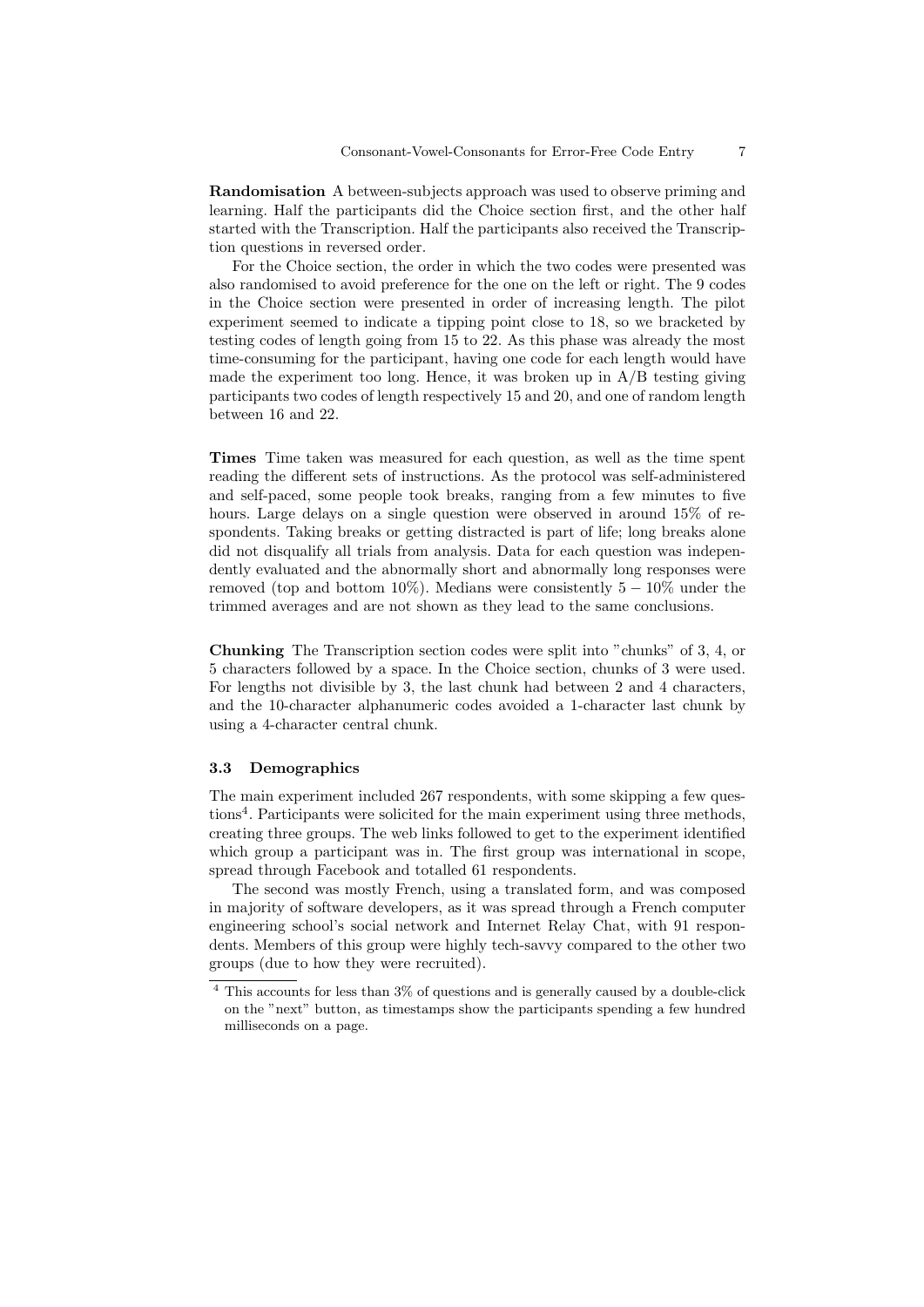**Randomisation** A between-subjects approach was used to observe priming and learning. Half the participants did the Choice section first, and the other half started with the Transcription. Half the participants also received the Transcription questions in reversed order.

For the Choice section, the order in which the two codes were presented was also randomised to avoid preference for the one on the left or right. The 9 codes in the Choice section were presented in order of increasing length. The pilot experiment seemed to indicate a tipping point close to 18, so we bracketed by testing codes of length going from 15 to 22. As this phase was already the most time-consuming for the participant, having one code for each length would have made the experiment too long. Hence, it was broken up in A/B testing giving participants two codes of length respectively 15 and 20, and one of random length between 16 and 22.

**Times** Time taken was measured for each question, as well as the time spent reading the different sets of instructions. As the protocol was self-administered and self-paced, some people took breaks, ranging from a few minutes to five hours. Large delays on a single question were observed in around 15% of respondents. Taking breaks or getting distracted is part of life; long breaks alone did not disqualify all trials from analysis. Data for each question was independently evaluated and the abnormally short and abnormally long responses were removed (top and bottom 10%). Medians were consistently $5-10\%$ under the trimmed averages and are not shown as they lead to the same conclusions.

**Chunking** The Transcription section codes were split into "chunks" of 3, 4, or 5 characters followed by a space. In the Choice section, chunks of 3 were used. For lengths not divisible by 3, the last chunk had between 2 and 4 characters, and the 10-character alphanumeric codes avoided a 1-character last chunk by using a 4-character central chunk.

### 3.3 Demographics

The main experiment included 267 respondents, with some skipping a few questions[4]. Participants were solicited for the main experiment using three methods, creating three groups. The web links followed to get to the experiment identified which group a participant was in. The first group was international in scope, spread through Facebook and totalled 61 respondents.

The second was mostly French, using a translated form, and was composed in majority of software developers, as it was spread through a French computer engineering school's social network and Internet Relay Chat, with 91 respondents. Members of this group were highly tech-savvy compared to the other two groups (due to how they were recruited).

[4] This accounts for less than 3% of questions and is generally caused by a double-click on the "next" button, as timestamps show the participants spending a few hundred milliseconds on a page.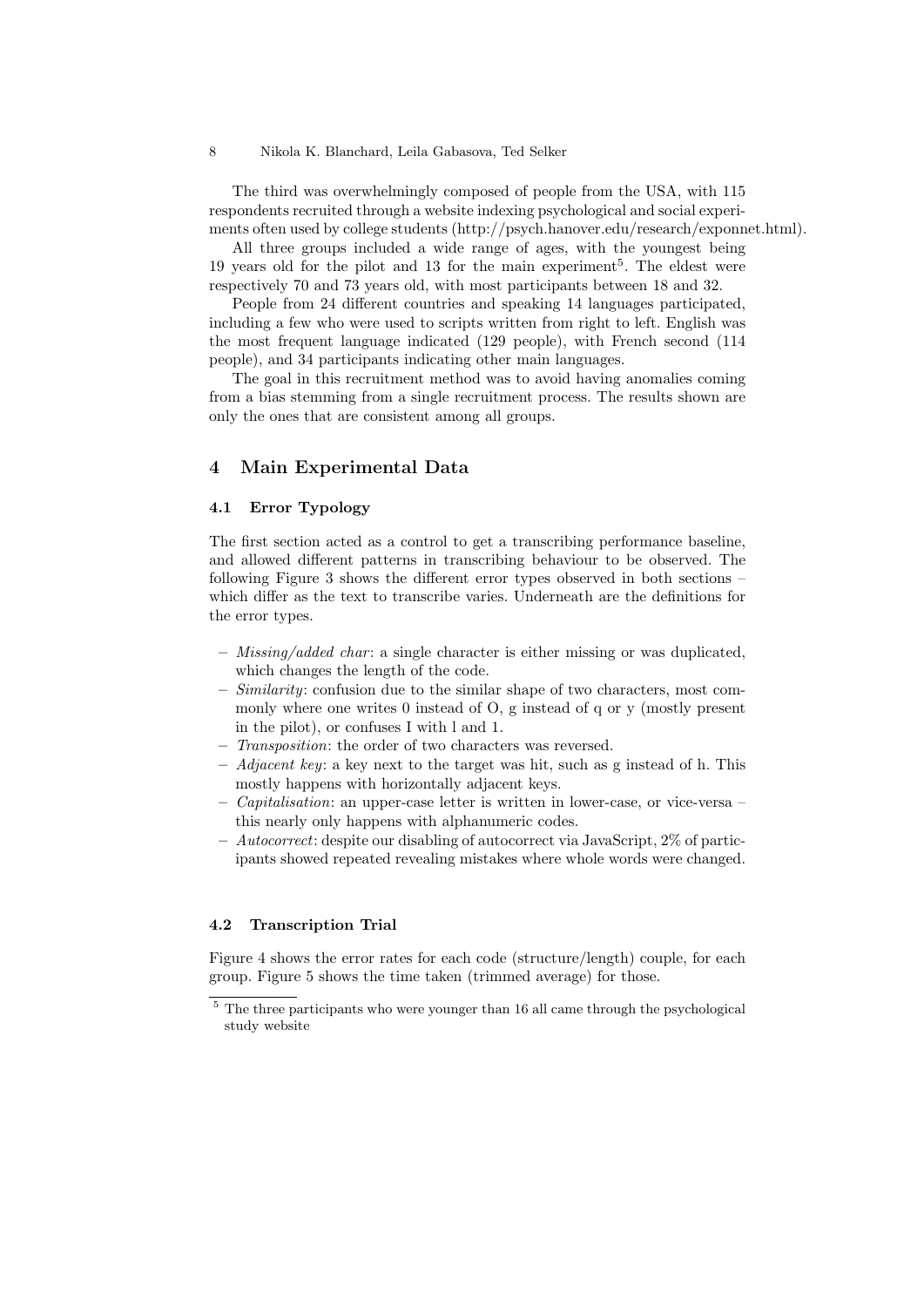The third was overwhelmingly composed of people from the USA, with 115 respondents recruited through a website indexing psychological and social experiments often used by college students (http://psych.hanover.edu/research/exponnet.html).

All three groups included a wide range of ages, with the youngest being 19 years old for the pilot and 13 for the main experiment[5]. The eldest were respectively 70 and 73 years old, with most participants between 18 and 32.

People from 24 different countries and speaking 14 languages participated, including a few who were used to scripts written from right to left. English was the most frequent language indicated (129 people), with French second (114 people), and 34 participants indicating other main languages.

The goal in this recruitment method was to avoid having anomalies coming from a bias stemming from a single recruitment process. The results shown are only the ones that are consistent among all groups.

## 4 Main Experimental Data

### 4.1 Error Typology

The first section acted as a control to get a transcribing performance baseline, and allowed different patterns in transcribing behaviour to be observed. The following Figure 3 shows the different error types observed in both sections – which differ as the text to transcribe varies. Underneath are the definitions for the error types.

- *Missing/added char*: a single character is either missing or was duplicated, which changes the length of the code.
- *Similarity*: confusion due to the similar shape of two characters, most commonly where one writes 0 instead of O, g instead of q or y (mostly present in the pilot), or confuses I with l and 1.
- *Transposition*: the order of two characters was reversed.
- *Adjacent key*: a key next to the target was hit, such as g instead of h. This mostly happens with horizontally adjacent keys.
- *Capitalisation*: an upper-case letter is written in lower-case, or vice-versa – this nearly only happens with alphanumeric codes.
- *Autocorrect*: despite our disabling of autocorrect via JavaScript, 2% of participants showed repeated revealing mistakes where whole words were changed.

### 4.2 Transcription Trial

Figure 4 shows the error rates for each code (structure/length) couple, for each group. Figure 5 shows the time taken (trimmed average) for those.

[5] The three participants who were younger than 16 all came through the psychological study website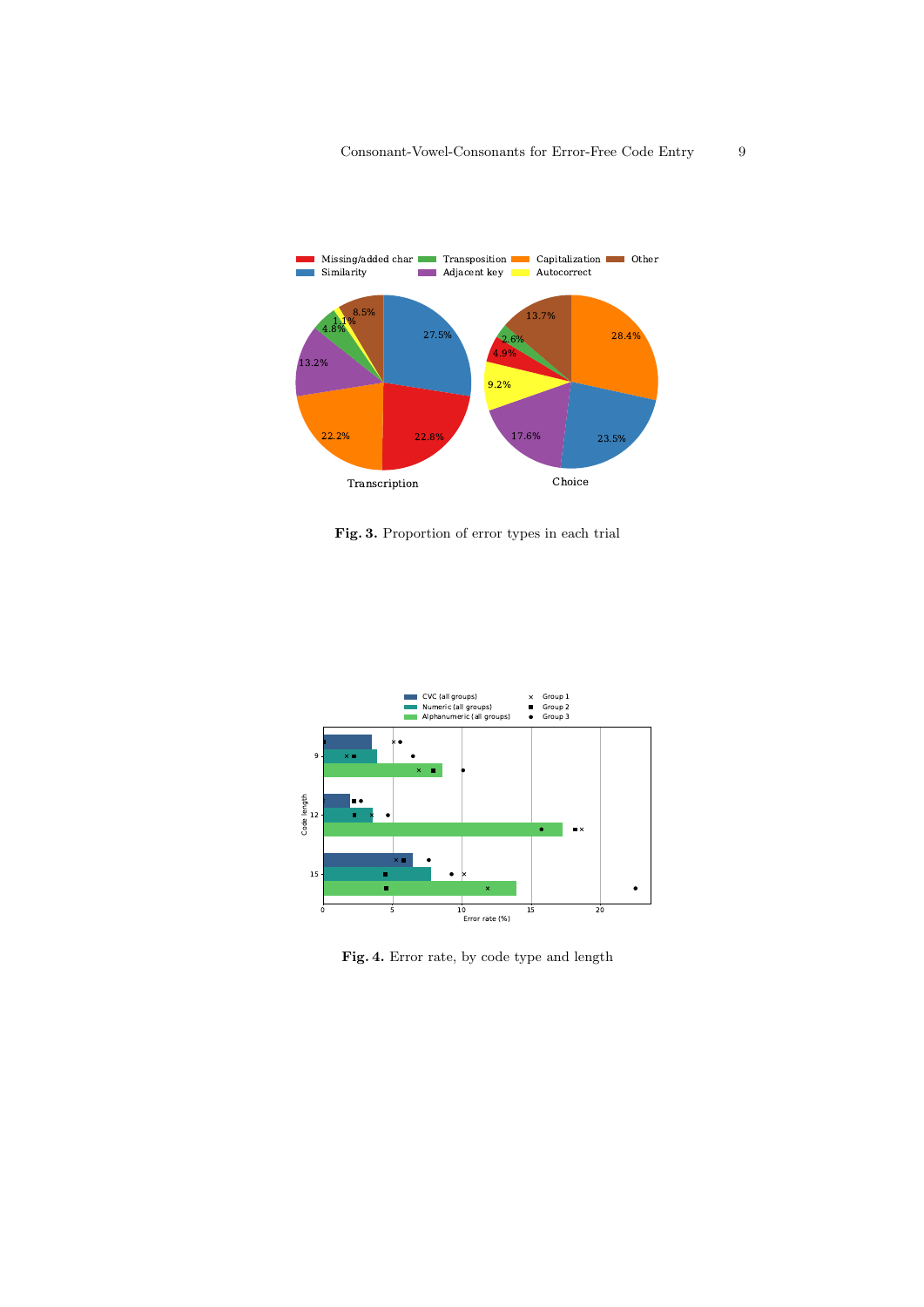Fig. 3. Proportion of error types in each trial

Fig. 4. Error rate, by code type and length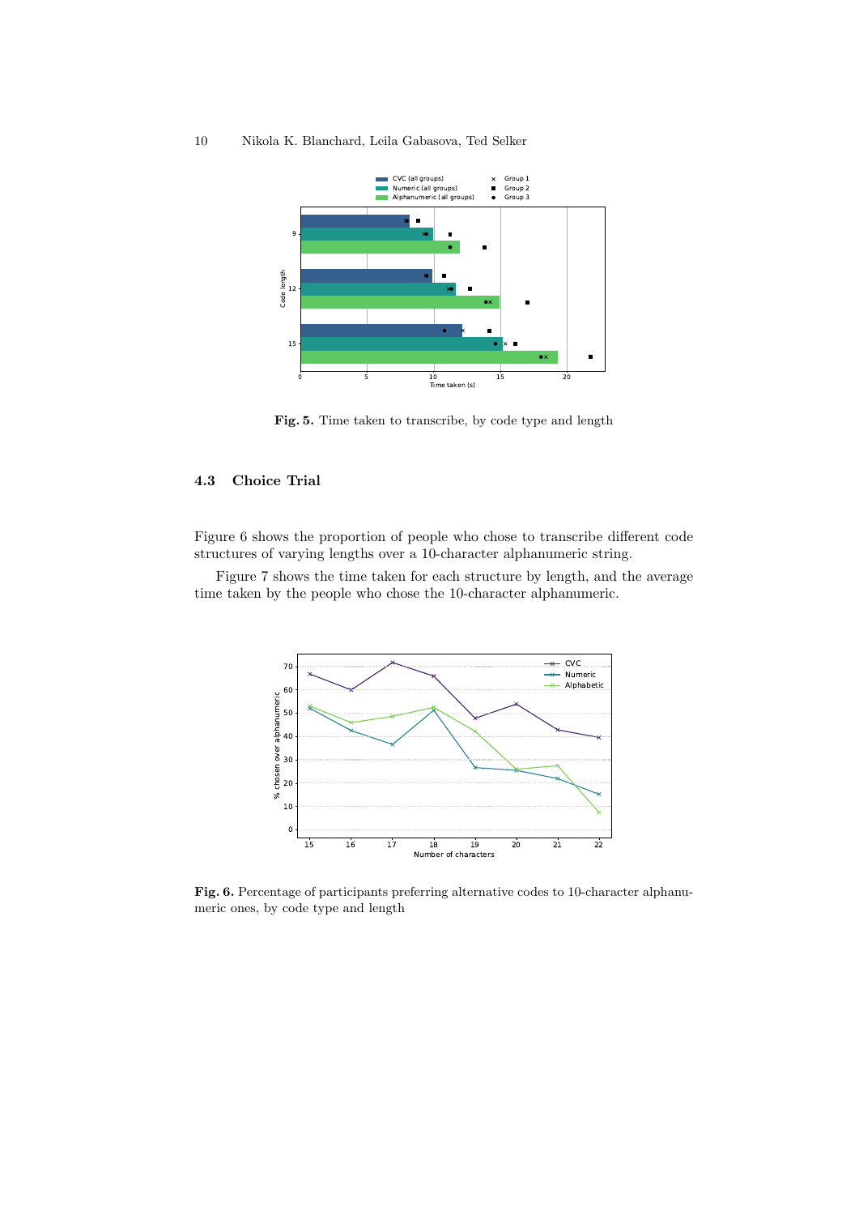Fig. 5. Time taken to transcribe, by code type and length

### 4.3 Choice Trial

Figure 6 shows the proportion of people who chose to transcribe different code structures of varying lengths over a 10-character alphanumeric string.

Figure 7 shows the time taken for each structure by length, and the average time taken by the people who chose the 10-character alphanumeric.

**Fig. 6.** Percentage of participants preferring alternative codes to 10-character alphanumeric ones, by code type and length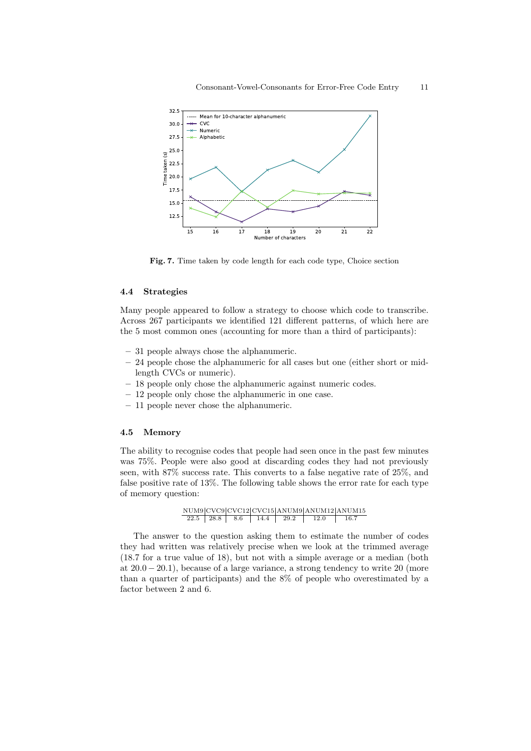Fig. 7. Time taken by code length for each code type, Choice section

### 4.4 Strategies

Many people appeared to follow a strategy to choose which code to transcribe. Across 267 participants we identified 121 different patterns, of which here are the 5 most common ones (accounting for more than a third of participants):

- 31 people always chose the alphanumeric.
- 24 people chose the alphanumeric for all cases but one (either short or mid-length CVCs or numeric).
- 18 people only chose the alphanumeric against numeric codes.
- 12 people only chose the alphanumeric in one case.
- 11 people never chose the alphanumeric.

### 4.5 Memory

The ability to recognise codes that people had seen once in the past few minutes was 75%. People were also good at discarding codes they had not previously seen, with 87% success rate. This converts to a false negative rate of 25%, and false positive rate of 13%. The following table shows the error rate for each type of memory question:

| NUM9 | CVC9 | CVC12 | CVC15 | ANUM9 | ANUM12 | ANUM15 |
|---|---|---|---|---|---|---|
| 22.5 | 28.8 | 8.6 | 14.4 | 29.2 | 12.0 | 16.7 |

The answer to the question asking them to estimate the number of codes they had written was relatively precise when we look at the trimmed average (18.7 for a true value of 18), but not with a simple average or a median (both at $20.0 - 20.1$), because of a large variance, a strong tendency to write 20 (more than a quarter of participants) and the 8% of people who overestimated by a factor between 2 and 6.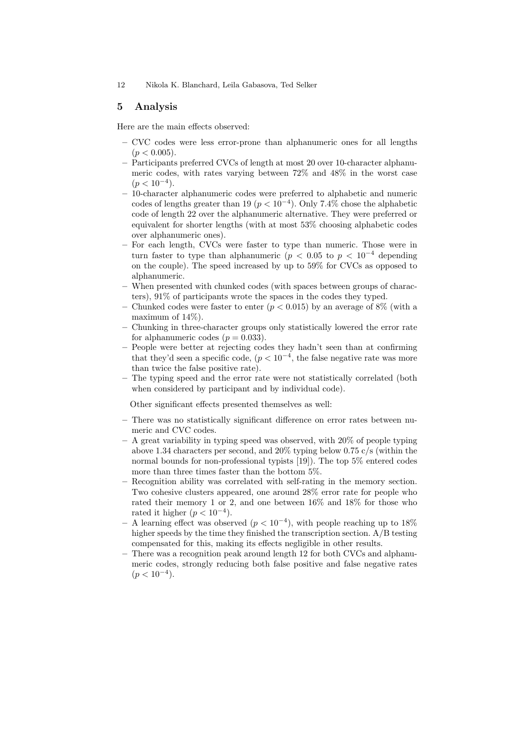## 5 Analysis

Here are the main effects observed:

- CVC codes were less error-prone than alphanumeric ones for all lengths ($p < 0.005$).
- Participants preferred CVCs of length at most 20 over 10-character alphanumeric codes, with rates varying between 72% and 48% in the worst case ($p < 10^{-4}$).
- 10-character alphanumeric codes were preferred to alphabetic and numeric codes of lengths greater than 19 ($p < 10^{-4}$). Only 7.4% chose the alphabetic code of length 22 over the alphanumeric alternative. They were preferred or equivalent for shorter lengths (with at most 53% choosing alphabetic codes over alphanumeric ones).
- For each length, CVCs were faster to type than numeric. Those were in turn faster to type than alphanumeric ($p < 0.05$ to $p < 10^{-4}$ depending on the couple). The speed increased by up to 59% for CVCs as opposed to alphanumeric.
- When presented with chunked codes (with spaces between groups of characters), 91% of participants wrote the spaces in the codes they typed.
- Chunked codes were faster to enter ($p < 0.015$) by an average of 8% (with a maximum of 14%).
- Chunking in three-character groups only statistically lowered the error rate for alphanumeric codes ($p = 0.033$).
- People were better at rejecting codes they hadn't seen than at confirming that they'd seen a specific code, ($p < 10^{-4}$, the false negative rate was more than twice the false positive rate).
- The typing speed and the error rate were not statistically correlated (both when considered by participant and by individual code).

Other significant effects presented themselves as well:

- There was no statistically significant difference on error rates between numeric and CVC codes.
- A great variability in typing speed was observed, with 20% of people typing above 1.34 characters per second, and 20% typing below 0.75 c/s (within the normal bounds for non-professional typists [19]). The top 5% entered codes more than three times faster than the bottom 5%.
- Recognition ability was correlated with self-rating in the memory section. Two cohesive clusters appeared, one around 28% error rate for people who rated their memory 1 or 2, and one between 16% and 18% for those who rated it higher ($p < 10^{-4}$).
- A learning effect was observed ($p < 10^{-4}$), with people reaching up to 18% higher speeds by the time they finished the transcription section. A/B testing compensated for this, making its effects negligible in other results.
- There was a recognition peak around length 12 for both CVCs and alphanumeric codes, strongly reducing both false positive and false negative rates ($p < 10^{-4}$).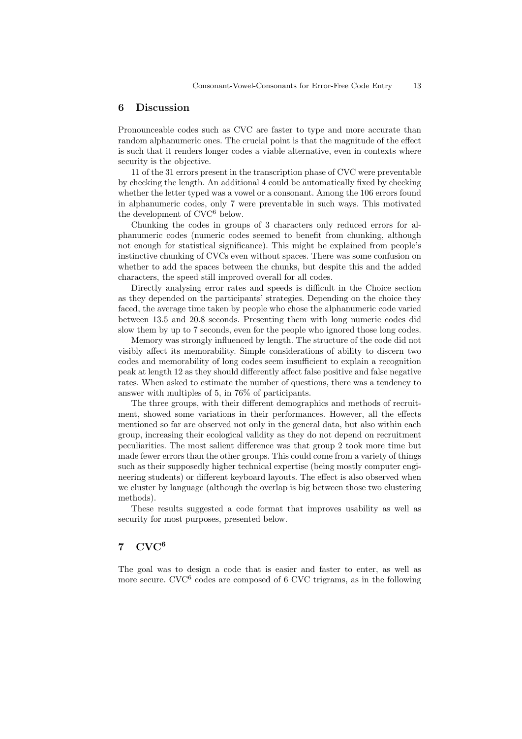## 6 Discussion

Pronounceable codes such as CVC are faster to type and more accurate than random alphanumeric ones. The crucial point is that the magnitude of the effect is such that it renders longer codes a viable alternative, even in contexts where security is the objective.

11 of the 31 errors present in the transcription phase of CVC were preventable by checking the length. An additional 4 could be automatically fixed by checking whether the letter typed was a vowel or a consonant. Among the 106 errors found in alphanumeric codes, only 7 were preventable in such ways. This motivated the development of $\text{CVC}^6$ below.

Chunking the codes in groups of 3 characters only reduced errors for alphanumeric codes (numeric codes seemed to benefit from chunking, although not enough for statistical significance). This might be explained from people's instinctive chunking of CVCs even without spaces. There was some confusion on whether to add the spaces between the chunks, but despite this and the added characters, the speed still improved overall for all codes.

Directly analysing error rates and speeds is difficult in the Choice section as they depended on the participants' strategies. Depending on the choice they faced, the average time taken by people who chose the alphanumeric code varied between 13.5 and 20.8 seconds. Presenting them with long numeric codes did slow them by up to 7 seconds, even for the people who ignored those long codes.

Memory was strongly influenced by length. The structure of the code did not visibly affect its memorability. Simple considerations of ability to discern two codes and memorability of long codes seem insufficient to explain a recognition peak at length 12 as they should differently affect false positive and false negative rates. When asked to estimate the number of questions, there was a tendency to answer with multiples of 5, in 76% of participants.

The three groups, with their different demographics and methods of recruitment, showed some variations in their performances. However, all the effects mentioned so far are observed not only in the general data, but also within each group, increasing their ecological validity as they do not depend on recruitment peculiarities. The most salient difference was that group 2 took more time but made fewer errors than the other groups. This could come from a variety of things such as their supposedly higher technical expertise (being mostly computer engineering students) or different keyboard layouts. The effect is also observed when we cluster by language (although the overlap is big between those two clustering methods).

These results suggested a code format that improves usability as well as security for most purposes, presented below.

## 7 $\text{CVC}^6$

The goal was to design a code that is easier and faster to enter, as well as more secure. $\text{CVC}^6$ codes are composed of 6 CVC trigrams, as in the following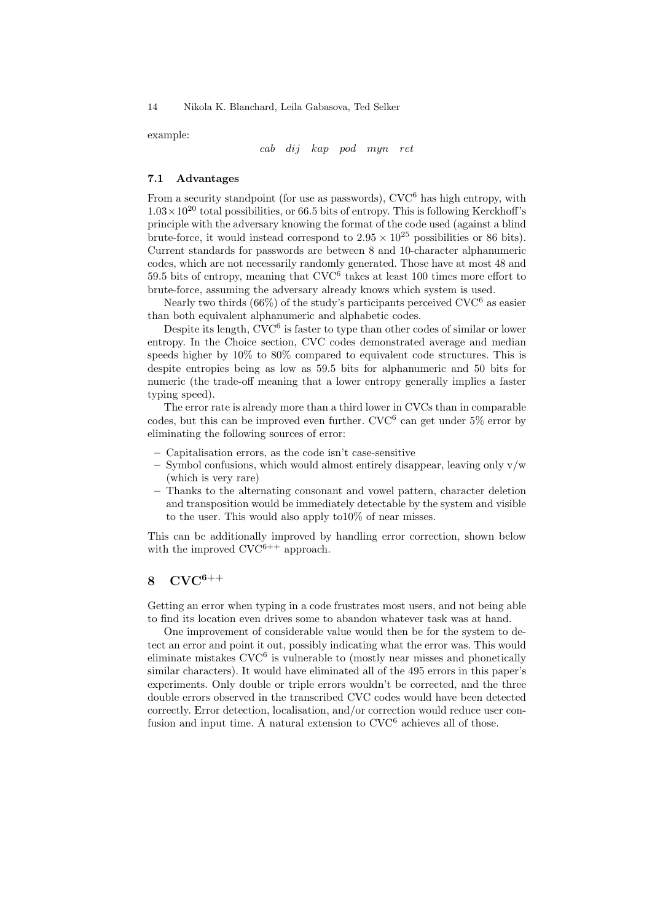example:

$$cab \quad dij \quad kap \quad pod \quad myn \quad ret$$

### 7.1 Advantages

From a security standpoint (for use as passwords), $CVC^6$ has high entropy, with $1.03 \times 10^{20}$ total possibilities, or 66.5 bits of entropy. This is following Kerckhoff's principle with the adversary knowing the format of the code used (against a blind brute-force, it would instead correspond to $2.95 \times 10^{25}$ possibilities or 86 bits). Current standards for passwords are between 8 and 10-character alphanumeric codes, which are not necessarily randomly generated. Those have at most 48 and 59.5 bits of entropy, meaning that $CVC^6$ takes at least 100 times more effort to brute-force, assuming the adversary already knows which system is used.

Nearly two thirds (66%) of the study's participants perceived $CVC^6$ as easier than both equivalent alphanumeric and alphabetic codes.

Despite its length, $CVC^6$ is faster to type than other codes of similar or lower entropy. In the Choice section, CVC codes demonstrated average and median speeds higher by 10% to 80% compared to equivalent code structures. This is despite entropies being as low as 59.5 bits for alphanumeric and 50 bits for numeric (the trade-off meaning that a lower entropy generally implies a faster typing speed).

The error rate is already more than a third lower in CVCs than in comparable codes, but this can be improved even further. $CVC^6$ can get under 5% error by eliminating the following sources of error:

- Capitalisation errors, as the code isn't case-sensitive
- Symbol confusions, which would almost entirely disappear, leaving only v/w (which is very rare)
- Thanks to the alternating consonant and vowel pattern, character deletion and transposition would be immediately detectable by the system and visible to the user. This would also apply to10% of near misses.

This can be additionally improved by handling error correction, shown below with the improved $CVC^{6++}$ approach.

## 8 $CVC^{6++}$

Getting an error when typing in a code frustrates most users, and not being able to find its location even drives some to abandon whatever task was at hand.

One improvement of considerable value would then be for the system to detect an error and point it out, possibly indicating what the error was. This would eliminate mistakes $CVC^6$ is vulnerable to (mostly near misses and phonetically similar characters). It would have eliminated all of the 495 errors in this paper's experiments. Only double or triple errors wouldn't be corrected, and the three double errors observed in the transcribed CVC codes would have been detected correctly. Error detection, localisation, and/or correction would reduce user confusion and input time. A natural extension to $CVC^6$ achieves all of those.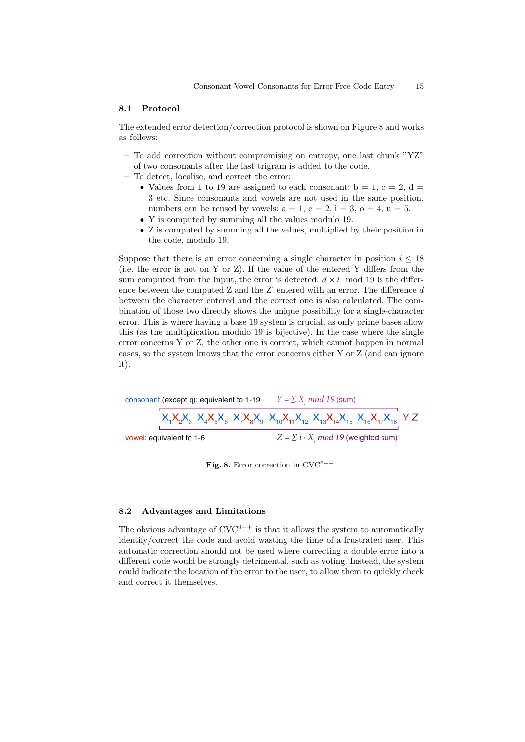### 8.1 Protocol

The extended error detection/correction protocol is shown on Figure 8 and works as follows:

- To add correction without compromising on entropy, one last chunk "YZ" of two consonants after the last trigram is added to the code.
- To detect, localise, and correct the error:
  - Values from 1 to 19 are assigned to each consonant: b = 1, c = 2, d = 3 etc. Since consonants and vowels are not used in the same position, numbers can be reused by vowels: a = 1, e = 2, i = 3, o = 4, u = 5.
  - Y is computed by summing all the values modulo 19.
  - Z is computed by summing all the values, multiplied by their position in the code, modulo 19.

Suppose that there is an error concerning a single character in position $i \leq 18$ (i.e. the error is not on Y or Z). If the value of the entered Y differs from the sum computed from the input, the error is detected. $d \times i \mod 19$ is the difference between the computed Z and the Z' entered with an error. The difference $d$ between the character entered and the correct one is also calculated. The combination of those two directly shows the unique possibility for a single-character error. This is where having a base 19 system is crucial, as only prime bases allow this (as the multiplication modulo 19 is bijective). In the case where the single error concerns Y or Z, the other one is correct, which cannot happen in normal cases, so the system knows that the error concerns either Y or Z (and can ignore it).

consonant (except q): equivalent to 1-19 $\quad Y = \Sigma X_i \ mod\ 19$ (sum)

$$X_1X_2X_3\ X_4X_5X_6\ X_7X_8X_9\ X_{10}X_{11}X_{12}\ X_{13}X_{14}X_{15}\ X_{16}X_{17}X_{18}\ Y\ Z$$

vowel: equivalent to 1-6 $\quad Z = \Sigma\, i \cdot X_i \ mod\ 19$ (weighted sum)

**Fig. 8.** Error correction in CVC$^{6++}$

### 8.2 Advantages and Limitations

The obvious advantage of CVC$^{6++}$ is that it allows the system to automatically identify/correct the code and avoid wasting the time of a frustrated user. This automatic correction should not be used where correcting a double error into a different code would be strongly detrimental, such as voting. Instead, the system could indicate the location of the error to the user, to allow them to quickly check and correct it themselves.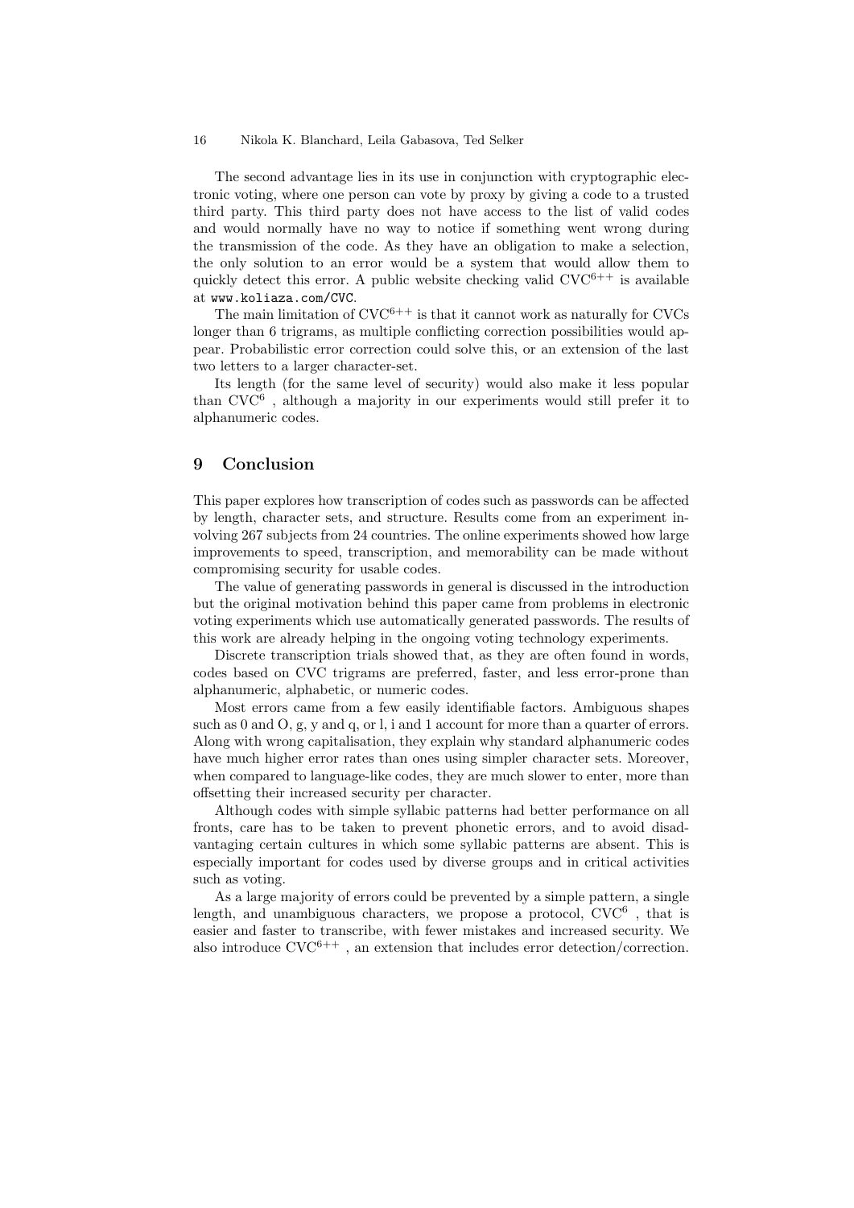The second advantage lies in its use in conjunction with cryptographic electronic voting, where one person can vote by proxy by giving a code to a trusted third party. This third party does not have access to the list of valid codes and would normally have no way to notice if something went wrong during the transmission of the code. As they have an obligation to make a selection, the only solution to an error would be a system that would allow them to quickly detect this error. A public website checking valid $\text{CVC}^{6++}$ is available at `www.koliaza.com/CVC`.

The main limitation of $\text{CVC}^{6++}$ is that it cannot work as naturally for CVCs longer than 6 trigrams, as multiple conflicting correction possibilities would appear. Probabilistic error correction could solve this, or an extension of the last two letters to a larger character-set.

Its length (for the same level of security) would also make it less popular than $\text{CVC}^{6}$ , although a majority in our experiments would still prefer it to alphanumeric codes.

## 9 Conclusion

This paper explores how transcription of codes such as passwords can be affected by length, character sets, and structure. Results come from an experiment involving 267 subjects from 24 countries. The online experiments showed how large improvements to speed, transcription, and memorability can be made without compromising security for usable codes.

The value of generating passwords in general is discussed in the introduction but the original motivation behind this paper came from problems in electronic voting experiments which use automatically generated passwords. The results of this work are already helping in the ongoing voting technology experiments.

Discrete transcription trials showed that, as they are often found in words, codes based on CVC trigrams are preferred, faster, and less error-prone than alphanumeric, alphabetic, or numeric codes.

Most errors came from a few easily identifiable factors. Ambiguous shapes such as 0 and O, g, y and q, or l, i and 1 account for more than a quarter of errors. Along with wrong capitalisation, they explain why standard alphanumeric codes have much higher error rates than ones using simpler character sets. Moreover, when compared to language-like codes, they are much slower to enter, more than offsetting their increased security per character.

Although codes with simple syllabic patterns had better performance on all fronts, care has to be taken to prevent phonetic errors, and to avoid disadvantaging certain cultures in which some syllabic patterns are absent. This is especially important for codes used by diverse groups and in critical activities such as voting.

As a large majority of errors could be prevented by a simple pattern, a single length, and unambiguous characters, we propose a protocol, $\text{CVC}^{6}$ , that is easier and faster to transcribe, with fewer mistakes and increased security. We also introduce $\text{CVC}^{6++}$ , an extension that includes error detection/correction.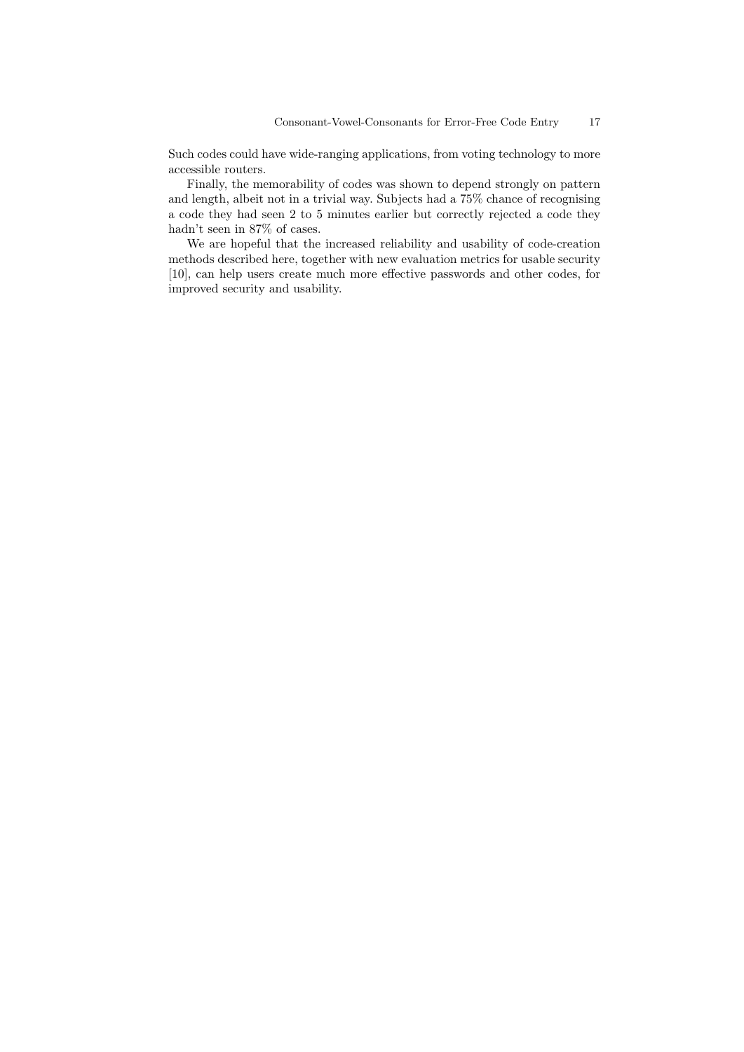Such codes could have wide-ranging applications, from voting technology to more accessible routers.

Finally, the memorability of codes was shown to depend strongly on pattern and length, albeit not in a trivial way. Subjects had a 75% chance of recognising a code they had seen 2 to 5 minutes earlier but correctly rejected a code they hadn't seen in 87% of cases.

We are hopeful that the increased reliability and usability of code-creation methods described here, together with new evaluation metrics for usable security [10], can help users create much more effective passwords and other codes, for improved security and usability.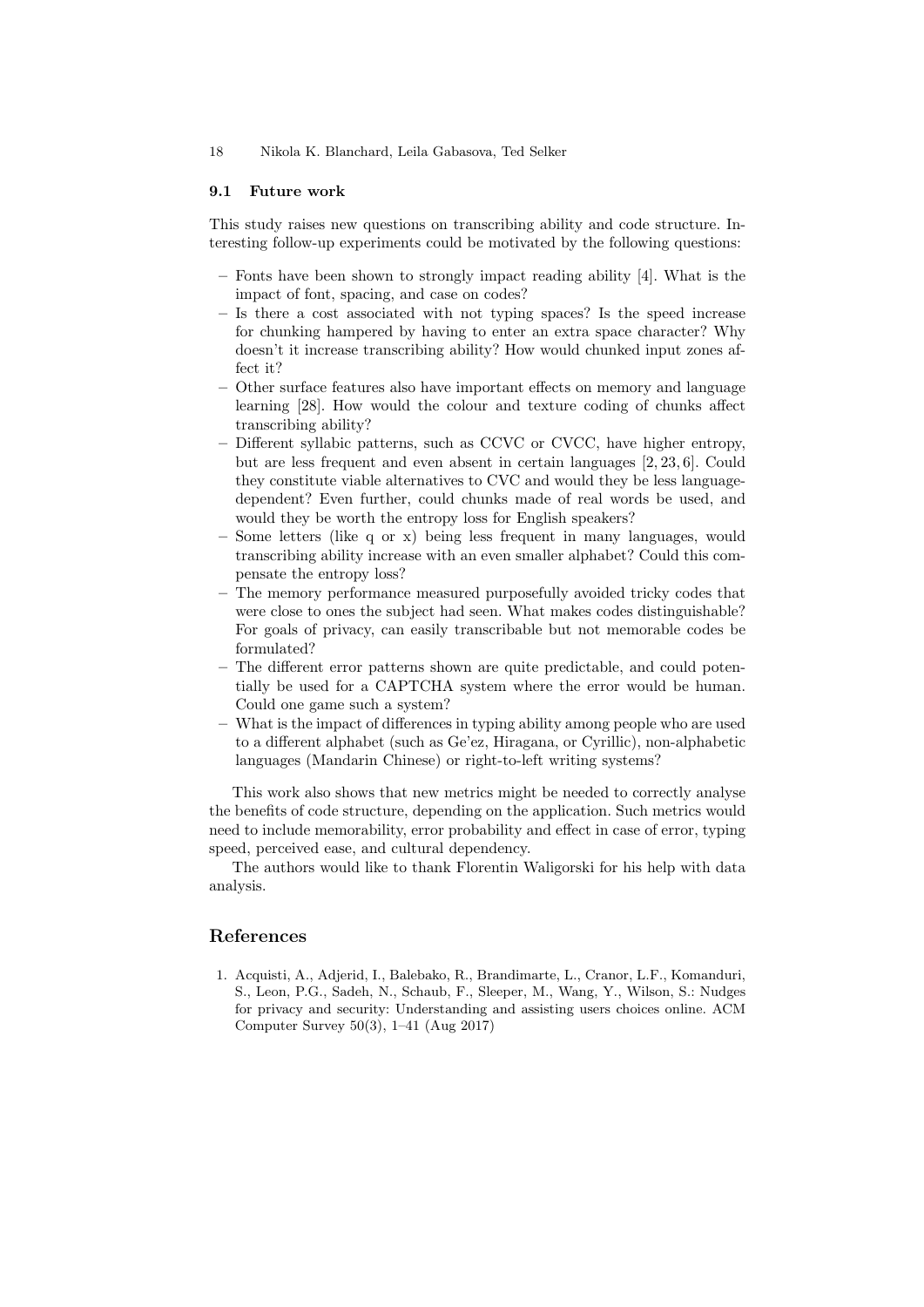### 9.1 Future work

This study raises new questions on transcribing ability and code structure. Interesting follow-up experiments could be motivated by the following questions:

- Fonts have been shown to strongly impact reading ability [4]. What is the impact of font, spacing, and case on codes?
- Is there a cost associated with not typing spaces? Is the speed increase for chunking hampered by having to enter an extra space character? Why doesn't it increase transcribing ability? How would chunked input zones affect it?
- Other surface features also have important effects on memory and language learning [28]. How would the colour and texture coding of chunks affect transcribing ability?
- Different syllabic patterns, such as CCVC or CVCC, have higher entropy, but are less frequent and even absent in certain languages [2, 23, 6]. Could they constitute viable alternatives to CVC and would they be less language-dependent? Even further, could chunks made of real words be used, and would they be worth the entropy loss for English speakers?
- Some letters (like q or x) being less frequent in many languages, would transcribing ability increase with an even smaller alphabet? Could this compensate the entropy loss?
- The memory performance measured purposefully avoided tricky codes that were close to ones the subject had seen. What makes codes distinguishable? For goals of privacy, can easily transcribable but not memorable codes be formulated?
- The different error patterns shown are quite predictable, and could potentially be used for a CAPTCHA system where the error would be human. Could one game such a system?
- What is the impact of differences in typing ability among people who are used to a different alphabet (such as Ge'ez, Hiragana, or Cyrillic), non-alphabetic languages (Mandarin Chinese) or right-to-left writing systems?

This work also shows that new metrics might be needed to correctly analyse the benefits of code structure, depending on the application. Such metrics would need to include memorability, error probability and effect in case of error, typing speed, perceived ease, and cultural dependency.

The authors would like to thank Florentin Waligorski for his help with data analysis.

## References

1. Acquisti, A., Adjerid, I., Balebako, R., Brandimarte, L., Cranor, L.F., Komanduri, S., Leon, P.G., Sadeh, N., Schaub, F., Sleeper, M., Wang, Y., Wilson, S.: Nudges for privacy and security: Understanding and assisting users choices online. ACM Computer Survey 50(3), 1–41 (Aug 2017)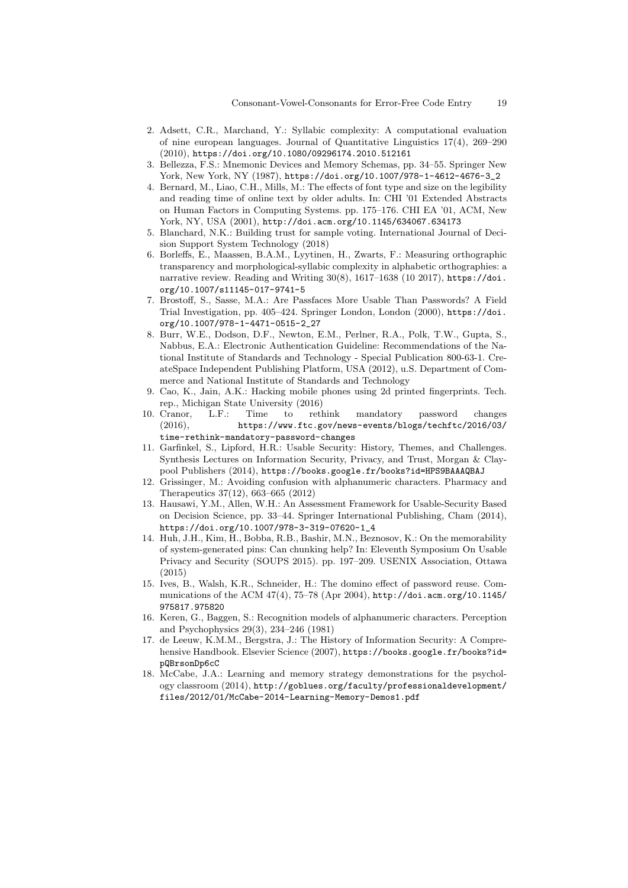2. Adsett, C.R., Marchand, Y.: Syllabic complexity: A computational evaluation of nine european languages. Journal of Quantitative Linguistics 17(4), 269–290 (2010), https://doi.org/10.1080/09296174.2010.512161
3. Bellezza, F.S.: Mnemonic Devices and Memory Schemas, pp. 34–55. Springer New York, New York, NY (1987), https://doi.org/10.1007/978-1-4612-4676-3_2
4. Bernard, M., Liao, C.H., Mills, M.: The effects of font type and size on the legibility and reading time of online text by older adults. In: CHI '01 Extended Abstracts on Human Factors in Computing Systems. pp. 175–176. CHI EA '01, ACM, New York, NY, USA (2001), http://doi.acm.org/10.1145/634067.634173
5. Blanchard, N.K.: Building trust for sample voting. International Journal of Decision Support System Technology (2018)
6. Borleffs, E., Maassen, B.A.M., Lyytinen, H., Zwarts, F.: Measuring orthographic transparency and morphological-syllabic complexity in alphabetic orthographies: a narrative review. Reading and Writing 30(8), 1617–1638 (10 2017), https://doi.org/10.1007/s11145-017-9741-5
7. Brostoff, S., Sasse, M.A.: Are Passfaces More Usable Than Passwords? A Field Trial Investigation, pp. 405–424. Springer London, London (2000), https://doi.org/10.1007/978-1-4471-0515-2_27
8. Burr, W.E., Dodson, D.F., Newton, E.M., Perlner, R.A., Polk, T.W., Gupta, S., Nabbus, E.A.: Electronic Authentication Guideline: Recommendations of the National Institute of Standards and Technology - Special Publication 800-63-1. CreateSpace Independent Publishing Platform, USA (2012), u.S. Department of Commerce and National Institute of Standards and Technology
9. Cao, K., Jain, A.K.: Hacking mobile phones using 2d printed fingerprints. Tech. rep., Michigan State University (2016)
10. Cranor, L.F.: Time to rethink mandatory password changes (2016), https://www.ftc.gov/news-events/blogs/techftc/2016/03/time-rethink-mandatory-password-changes
11. Garfinkel, S., Lipford, H.R.: Usable Security: History, Themes, and Challenges. Synthesis Lectures on Information Security, Privacy, and Trust, Morgan & Claypool Publishers (2014), https://books.google.fr/books?id=HPS9BAAAQBAJ
12. Grissinger, M.: Avoiding confusion with alphanumeric characters. Pharmacy and Therapeutics 37(12), 663–665 (2012)
13. Hausawi, Y.M., Allen, W.H.: An Assessment Framework for Usable-Security Based on Decision Science, pp. 33–44. Springer International Publishing, Cham (2014), https://doi.org/10.1007/978-3-319-07620-1_4
14. Huh, J.H., Kim, H., Bobba, R.B., Bashir, M.N., Beznosov, K.: On the memorability of system-generated pins: Can chunking help? In: Eleventh Symposium On Usable Privacy and Security (SOUPS 2015). pp. 197–209. USENIX Association, Ottawa (2015)
15. Ives, B., Walsh, K.R., Schneider, H.: The domino effect of password reuse. Communications of the ACM 47(4), 75–78 (Apr 2004), http://doi.acm.org/10.1145/975817.975820
16. Keren, G., Baggen, S.: Recognition models of alphanumeric characters. Perception and Psychophysics 29(3), 234–246 (1981)
17. de Leeuw, K.M.M., Bergstra, J.: The History of Information Security: A Comprehensive Handbook. Elsevier Science (2007), https://books.google.fr/books?id=pQBrsonDp6cC
18. McCabe, J.A.: Learning and memory strategy demonstrations for the psychology classroom (2014), http://goblues.org/faculty/professionaldevelopment/files/2012/01/McCabe-2014-Learning-Memory-Demos1.pdf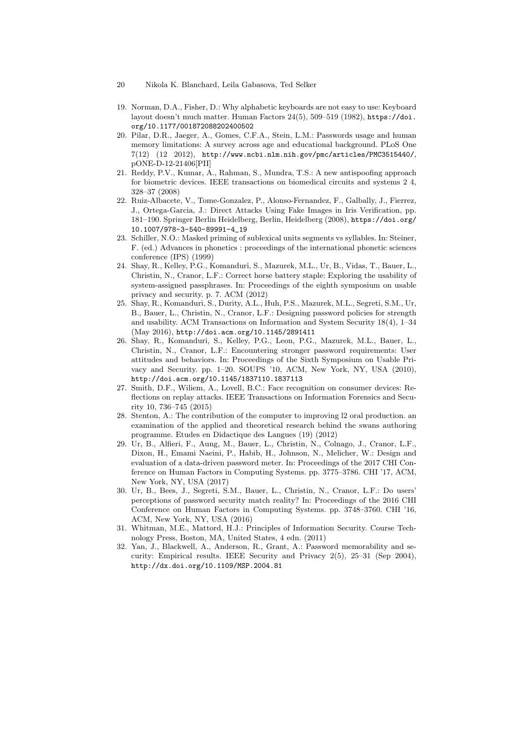19. Norman, D.A., Fisher, D.: Why alphabetic keyboards are not easy to use: Keyboard layout doesn't much matter. Human Factors 24(5), 509–519 (1982), https://doi.org/10.1177/001872088202400502
20. Pilar, D.R., Jaeger, A., Gomes, C.F.A., Stein, L.M.: Passwords usage and human memory limitations: A survey across age and educational background. PLoS One 7(12) (12 2012), http://www.ncbi.nlm.nih.gov/pmc/articles/PMC3515440/, pONE-D-12-21406[PII]
21. Reddy, P.V., Kumar, A., Rahman, S., Mundra, T.S.: A new antispoofing approach for biometric devices. IEEE transactions on biomedical circuits and systems 2 4, 328–37 (2008)
22. Ruiz-Albacete, V., Tome-Gonzalez, P., Alonso-Fernandez, F., Galbally, J., Fierrez, J., Ortega-Garcia, J.: Direct Attacks Using Fake Images in Iris Verification, pp. 181–190. Springer Berlin Heidelberg, Berlin, Heidelberg (2008), https://doi.org/10.1007/978-3-540-89991-4_19
23. Schiller, N.O.: Masked priming of sublexical units segments vs syllables. In: Steiner, F. (ed.) Advances in phonetics : proceedings of the international phonetic sciences conference (IPS) (1999)
24. Shay, R., Kelley, P.G., Komanduri, S., Mazurek, M.L., Ur, B., Vidas, T., Bauer, L., Christin, N., Cranor, L.F.: Correct horse battery staple: Exploring the usability of system-assigned passphrases. In: Proceedings of the eighth symposium on usable privacy and security. p. 7. ACM (2012)
25. Shay, R., Komanduri, S., Durity, A.L., Huh, P.S., Mazurek, M.L., Segreti, S.M., Ur, B., Bauer, L., Christin, N., Cranor, L.F.: Designing password policies for strength and usability. ACM Transactions on Information and System Security 18(4), 1–34 (May 2016), http://doi.acm.org/10.1145/2891411
26. Shay, R., Komanduri, S., Kelley, P.G., Leon, P.G., Mazurek, M.L., Bauer, L., Christin, N., Cranor, L.F.: Encountering stronger password requirements: User attitudes and behaviors. In: Proceedings of the Sixth Symposium on Usable Privacy and Security. pp. 1–20. SOUPS '10, ACM, New York, NY, USA (2010), http://doi.acm.org/10.1145/1837110.1837113
27. Smith, D.F., Wiliem, A., Lovell, B.C.: Face recognition on consumer devices: Reflections on replay attacks. IEEE Transactions on Information Forensics and Security 10, 736–745 (2015)
28. Stenton, A.: The contribution of the computer to improving l2 oral production. an examination of the applied and theoretical research behind the swans authoring programme. Etudes en Didactique des Langues (19) (2012)
29. Ur, B., Alfieri, F., Aung, M., Bauer, L., Christin, N., Colnago, J., Cranor, L.F., Dixon, H., Emami Naeini, P., Habib, H., Johnson, N., Melicher, W.: Design and evaluation of a data-driven password meter. In: Proceedings of the 2017 CHI Conference on Human Factors in Computing Systems. pp. 3775–3786. CHI '17, ACM, New York, NY, USA (2017)
30. Ur, B., Bees, J., Segreti, S.M., Bauer, L., Christin, N., Cranor, L.F.: Do users' perceptions of password security match reality? In: Proceedings of the 2016 CHI Conference on Human Factors in Computing Systems. pp. 3748–3760. CHI '16, ACM, New York, NY, USA (2016)
31. Whitman, M.E., Mattord, H.J.: Principles of Information Security. Course Technology Press, Boston, MA, United States, 4 edn. (2011)
32. Yan, J., Blackwell, A., Anderson, R., Grant, A.: Password memorability and security: Empirical results. IEEE Security and Privacy 2(5), 25–31 (Sep 2004), http://dx.doi.org/10.1109/MSP.2004.81